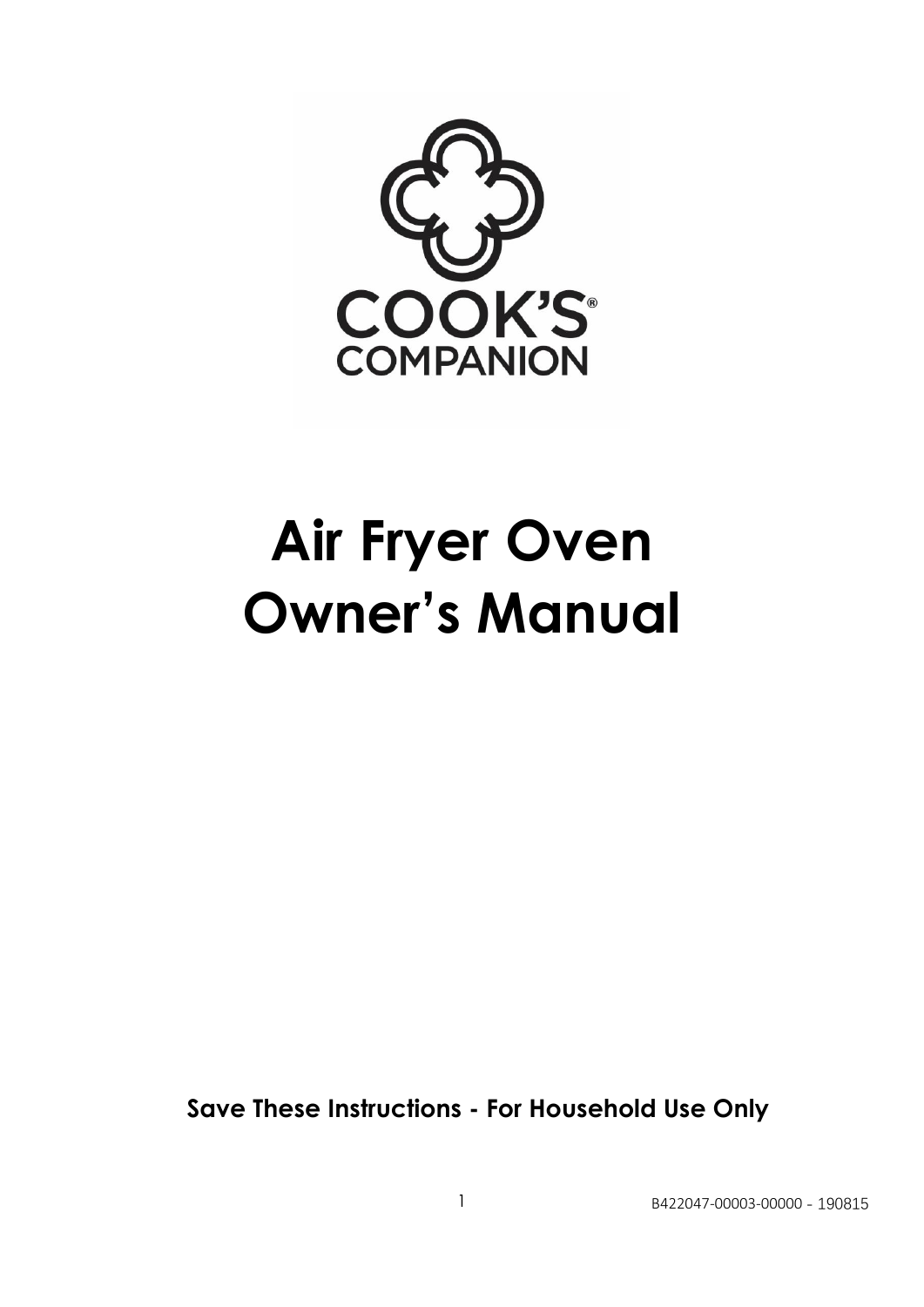COOK'S®
COMPANION

# Air Fryer Oven Owner's Manual

**Save These Instructions - For Household Use Only**

B422047-00003-00000 - 190815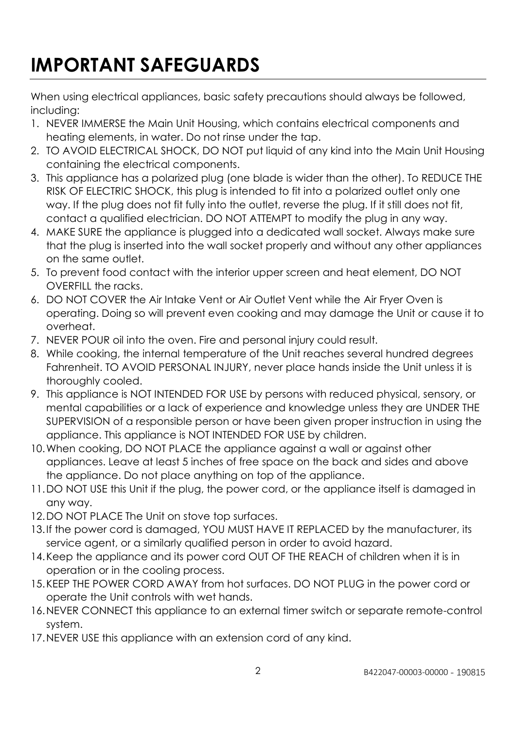# IMPORTANT SAFEGUARDS

When using electrical appliances, basic safety precautions should always be followed, including:

1. NEVER IMMERSE the Main Unit Housing, which contains electrical components and heating elements, in water. Do not rinse under the tap.
2. TO AVOID ELECTRICAL SHOCK, DO NOT put liquid of any kind into the Main Unit Housing containing the electrical components.
3. This appliance has a polarized plug (one blade is wider than the other). To REDUCE THE RISK OF ELECTRIC SHOCK, this plug is intended to fit into a polarized outlet only one way. If the plug does not fit fully into the outlet, reverse the plug. If it still does not fit, contact a qualified electrician. DO NOT ATTEMPT to modify the plug in any way.
4. MAKE SURE the appliance is plugged into a dedicated wall socket. Always make sure that the plug is inserted into the wall socket properly and without any other appliances on the same outlet.
5. To prevent food contact with the interior upper screen and heat element, DO NOT OVERFILL the racks.
6. DO NOT COVER the Air Intake Vent or Air Outlet Vent while the Air Fryer Oven is operating. Doing so will prevent even cooking and may damage the Unit or cause it to overheat.
7. NEVER POUR oil into the oven. Fire and personal injury could result.
8. While cooking, the internal temperature of the Unit reaches several hundred degrees Fahrenheit. TO AVOID PERSONAL INJURY, never place hands inside the Unit unless it is thoroughly cooled.
9. This appliance is NOT INTENDED FOR USE by persons with reduced physical, sensory, or mental capabilities or a lack of experience and knowledge unless they are UNDER THE SUPERVISION of a responsible person or have been given proper instruction in using the appliance. This appliance is NOT INTENDED FOR USE by children.
10. When cooking, DO NOT PLACE the appliance against a wall or against other appliances. Leave at least 5 inches of free space on the back and sides and above the appliance. Do not place anything on top of the appliance.
11. DO NOT USE this Unit if the plug, the power cord, or the appliance itself is damaged in any way.
12. DO NOT PLACE The Unit on stove top surfaces.
13. If the power cord is damaged, YOU MUST HAVE IT REPLACED by the manufacturer, its service agent, or a similarly qualified person in order to avoid hazard.
14. Keep the appliance and its power cord OUT OF THE REACH of children when it is in operation or in the cooling process.
15. KEEP THE POWER CORD AWAY from hot surfaces. DO NOT PLUG in the power cord or operate the Unit controls with wet hands.
16. NEVER CONNECT this appliance to an external timer switch or separate remote-control system.
17. NEVER USE this appliance with an extension cord of any kind.

B422047-00003-00000 - 190815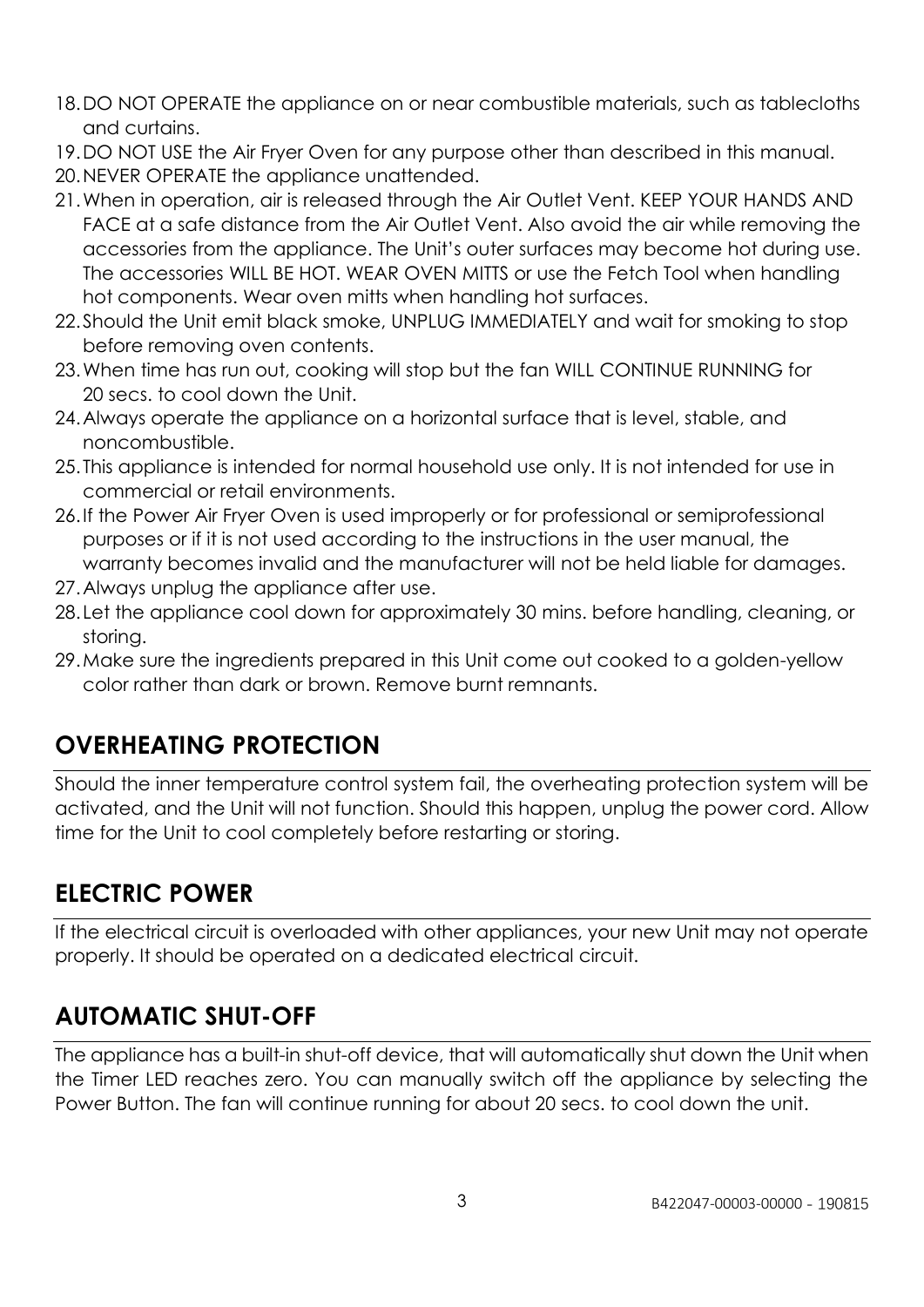18. DO NOT OPERATE the appliance on or near combustible materials, such as tablecloths and curtains.
19. DO NOT USE the Air Fryer Oven for any purpose other than described in this manual.
20. NEVER OPERATE the appliance unattended.
21. When in operation, air is released through the Air Outlet Vent. KEEP YOUR HANDS AND FACE at a safe distance from the Air Outlet Vent. Also avoid the air while removing the accessories from the appliance. The Unit's outer surfaces may become hot during use. The accessories WILL BE HOT. WEAR OVEN MITTS or use the Fetch Tool when handling hot components. Wear oven mitts when handling hot surfaces.
22. Should the Unit emit black smoke, UNPLUG IMMEDIATELY and wait for smoking to stop before removing oven contents.
23. When time has run out, cooking will stop but the fan WILL CONTINUE RUNNING for 20 secs. to cool down the Unit.
24. Always operate the appliance on a horizontal surface that is level, stable, and noncombustible.
25. This appliance is intended for normal household use only. It is not intended for use in commercial or retail environments.
26. If the Power Air Fryer Oven is used improperly or for professional or semiprofessional purposes or if it is not used according to the instructions in the user manual, the warranty becomes invalid and the manufacturer will not be held liable for damages.
27. Always unplug the appliance after use.
28. Let the appliance cool down for approximately 30 mins. before handling, cleaning, or storing.
29. Make sure the ingredients prepared in this Unit come out cooked to a golden-yellow color rather than dark or brown. Remove burnt remnants.

## OVERHEATING PROTECTION

Should the inner temperature control system fail, the overheating protection system will be activated, and the Unit will not function. Should this happen, unplug the power cord. Allow time for the Unit to cool completely before restarting or storing.

## ELECTRIC POWER

If the electrical circuit is overloaded with other appliances, your new Unit may not operate properly. It should be operated on a dedicated electrical circuit.

## AUTOMATIC SHUT-OFF

The appliance has a built-in shut-off device, that will automatically shut down the Unit when the Timer LED reaches zero. You can manually switch off the appliance by selecting the Power Button. The fan will continue running for about 20 secs. to cool down the unit.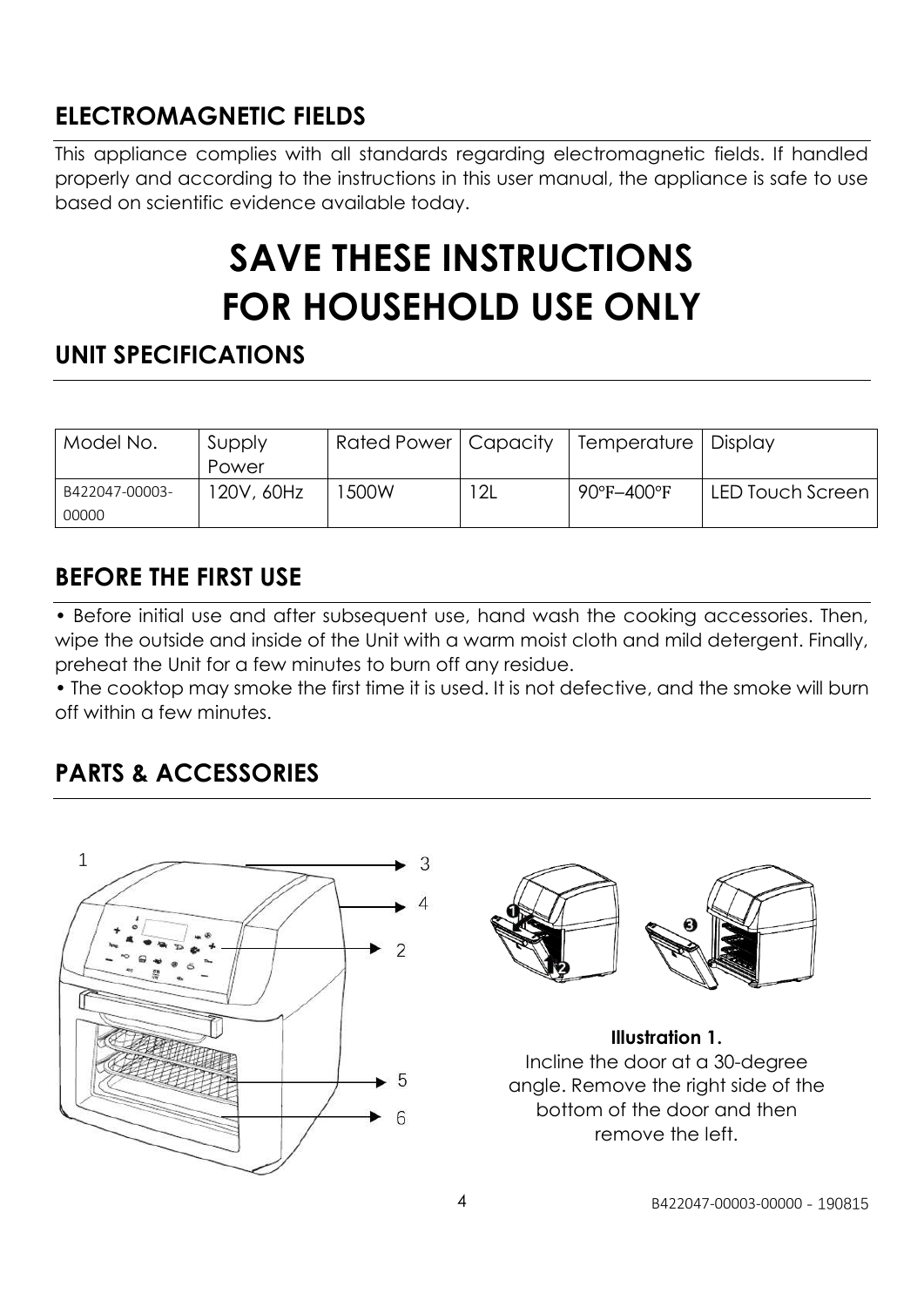## ELECTROMAGNETIC FIELDS

This appliance complies with all standards regarding electromagnetic fields. If handled properly and according to the instructions in this user manual, the appliance is safe to use based on scientific evidence available today.

# SAVE THESE INSTRUCTIONS
# FOR HOUSEHOLD USE ONLY

## UNIT SPECIFICATIONS

| Model No. | Supply Power | Rated Power | Capacity | Temperature | Display |
|---|---|---|---|---|---|
| B422047-00003-00000 | 120V, 60Hz | 1500W | 12L | 90°F–400°F | LED Touch Screen |

## BEFORE THE FIRST USE

• Before initial use and after subsequent use, hand wash the cooking accessories. Then, wipe the outside and inside of the Unit with a warm moist cloth and mild detergent. Finally, preheat the Unit for a few minutes to burn off any residue.

• The cooktop may smoke the first time it is used. It is not defective, and the smoke will burn off within a few minutes.

## PARTS & ACCESSORIES

1 3 4 2 5 6

**Illustration 1.**
Incline the door at a 30-degree angle. Remove the right side of the bottom of the door and then remove the left.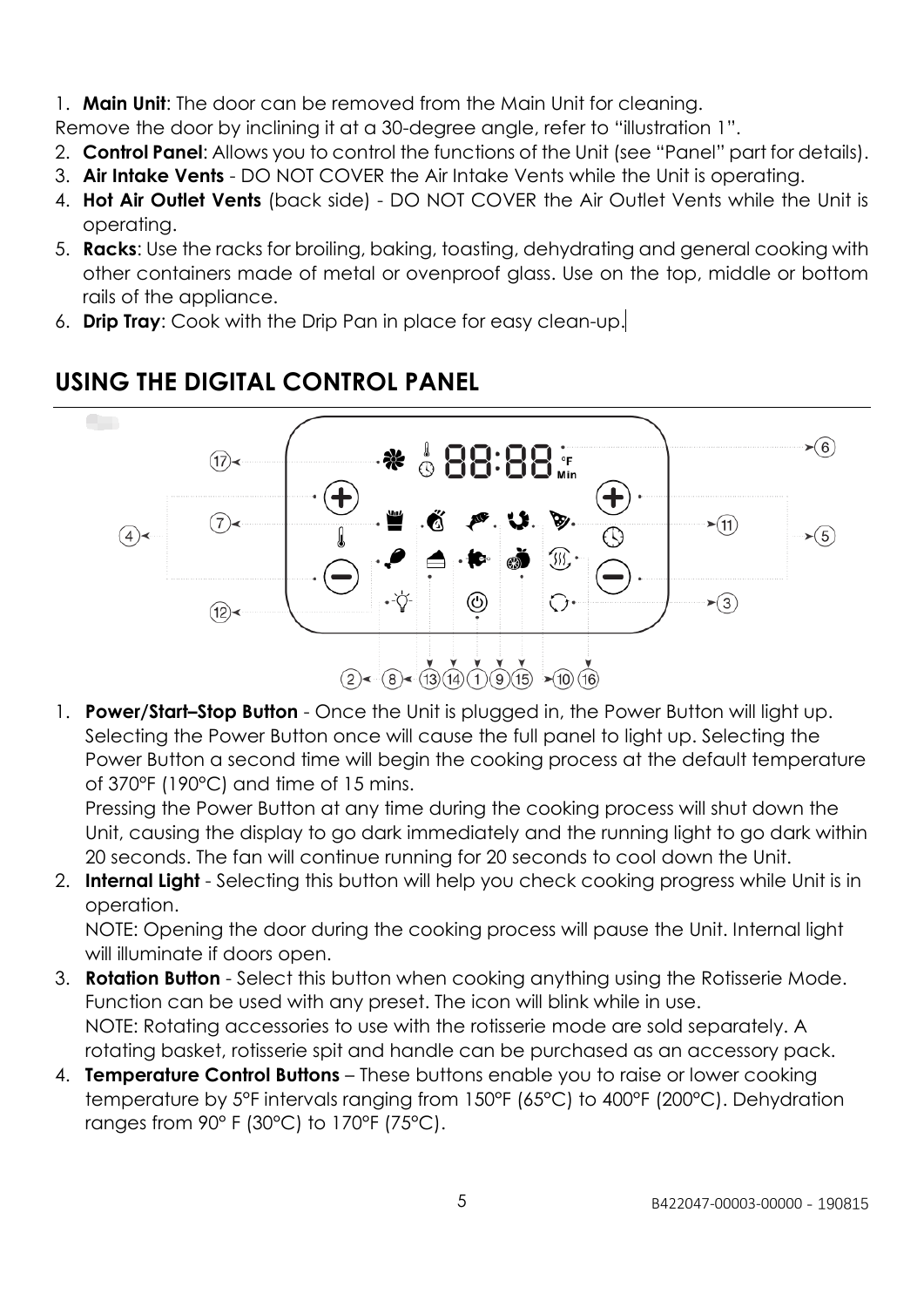1. **Main Unit**: The door can be removed from the Main Unit for cleaning.

Remove the door by inclining it at a 30-degree angle, refer to "illustration 1".

2. **Control Panel**: Allows you to control the functions of the Unit (see "Panel" part for details).
3. **Air Intake Vents** - DO NOT COVER the Air Intake Vents while the Unit is operating.
4. **Hot Air Outlet Vents** (back side) - DO NOT COVER the Air Outlet Vents while the Unit is operating.
5. **Racks**: Use the racks for broiling, baking, toasting, dehydrating and general cooking with other containers made of metal or ovenproof glass. Use on the top, middle or bottom rails of the appliance.
6. **Drip Tray**: Cook with the Drip Pan in place for easy clean-up.

## USING THE DIGITAL CONTROL PANEL

1. **Power/Start–Stop Button** - Once the Unit is plugged in, the Power Button will light up. Selecting the Power Button once will cause the full panel to light up. Selecting the Power Button a second time will begin the cooking process at the default temperature of 370°F (190°C) and time of 15 mins.

   Pressing the Power Button at any time during the cooking process will shut down the Unit, causing the display to go dark immediately and the running light to go dark within 20 seconds. The fan will continue running for 20 seconds to cool down the Unit.
2. **Internal Light** - Selecting this button will help you check cooking progress while Unit is in operation.

   NOTE: Opening the door during the cooking process will pause the Unit. Internal light will illuminate if doors open.
3. **Rotation Button** - Select this button when cooking anything using the Rotisserie Mode. Function can be used with any preset. The icon will blink while in use.

   NOTE: Rotating accessories to use with the rotisserie mode are sold separately. A rotating basket, rotisserie spit and handle can be purchased as an accessory pack.
4. **Temperature Control Buttons** – These buttons enable you to raise or lower cooking temperature by 5°F intervals ranging from 150°F (65°C) to 400°F (200°C). Dehydration ranges from 90° F (30°C) to 170°F (75°C).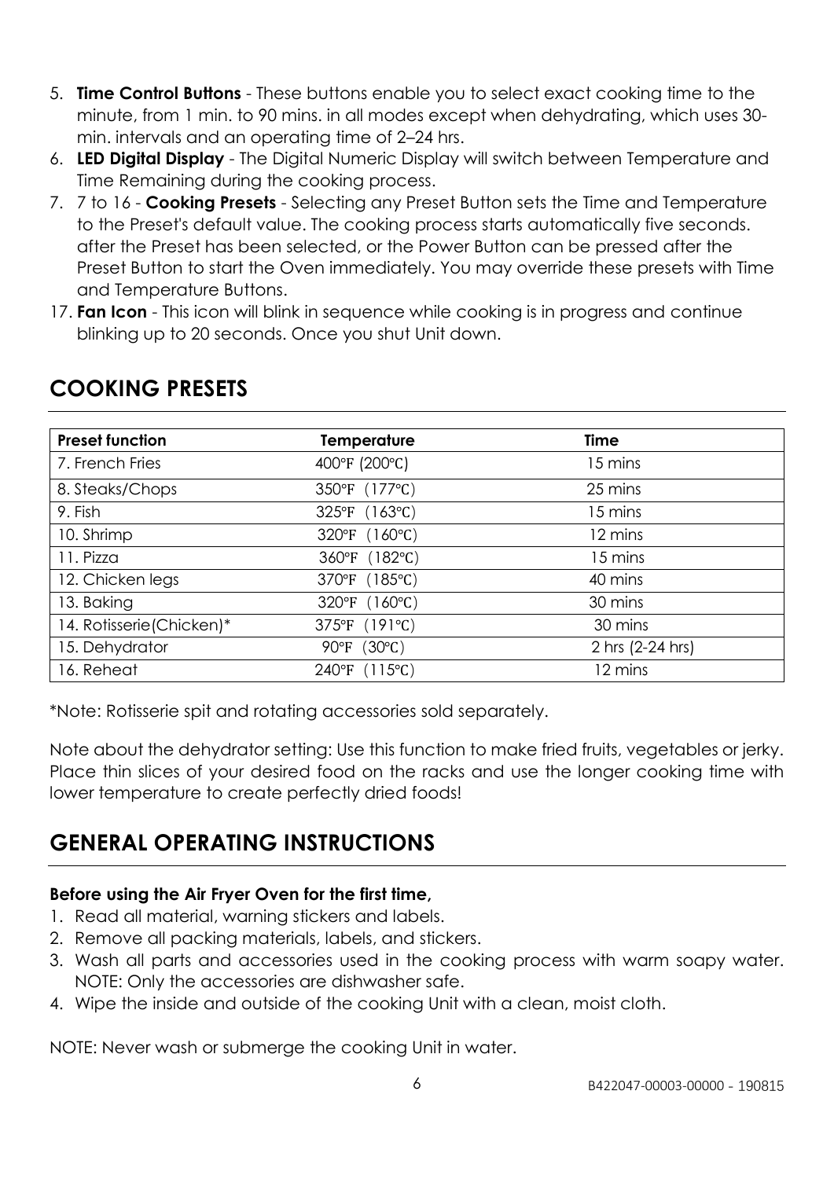5. **Time Control Buttons** - These buttons enable you to select exact cooking time to the minute, from 1 min. to 90 mins. in all modes except when dehydrating, which uses 30-min. intervals and an operating time of 2–24 hrs.
6. **LED Digital Display** - The Digital Numeric Display will switch between Temperature and Time Remaining during the cooking process.
7. 7 to 16 - **Cooking Presets** - Selecting any Preset Button sets the Time and Temperature to the Preset's default value. The cooking process starts automatically five seconds. after the Preset has been selected, or the Power Button can be pressed after the Preset Button to start the Oven immediately. You may override these presets with Time and Temperature Buttons.
17. **Fan Icon** - This icon will blink in sequence while cooking is in progress and continue blinking up to 20 seconds. Once you shut Unit down.

## COOKING PRESETS

| Preset function | Temperature | Time |
|---|---|---|
| 7. French Fries | 400℉ (200℃) | 15 mins |
| 8. Steaks/Chops | 350℉ (177℃) | 25 mins |
| 9. Fish | 325℉ (163℃) | 15 mins |
| 10. Shrimp | 320℉ (160℃) | 12 mins |
| 11. Pizza | 360℉ (182℃) | 15 mins |
| 12. Chicken legs | 370℉ (185℃) | 40 mins |
| 13. Baking | 320℉ (160℃) | 30 mins |
| 14. Rotisserie(Chicken)* | 375℉ (191℃) | 30 mins |
| 15. Dehydrator | 90℉ (30℃) | 2 hrs (2-24 hrs) |
| 16. Reheat | 240℉ (115℃) | 12 mins |

*Note: Rotisserie spit and rotating accessories sold separately.

Note about the dehydrator setting: Use this function to make fried fruits, vegetables or jerky. Place thin slices of your desired food on the racks and use the longer cooking time with lower temperature to create perfectly dried foods!

## GENERAL OPERATING INSTRUCTIONS

**Before using the Air Fryer Oven for the first time,**

1. Read all material, warning stickers and labels.
2. Remove all packing materials, labels, and stickers.
3. Wash all parts and accessories used in the cooking process with warm soapy water. NOTE: Only the accessories are dishwasher safe.
4. Wipe the inside and outside of the cooking Unit with a clean, moist cloth.

NOTE: Never wash or submerge the cooking Unit in water.

B422047-00003-00000 - 190815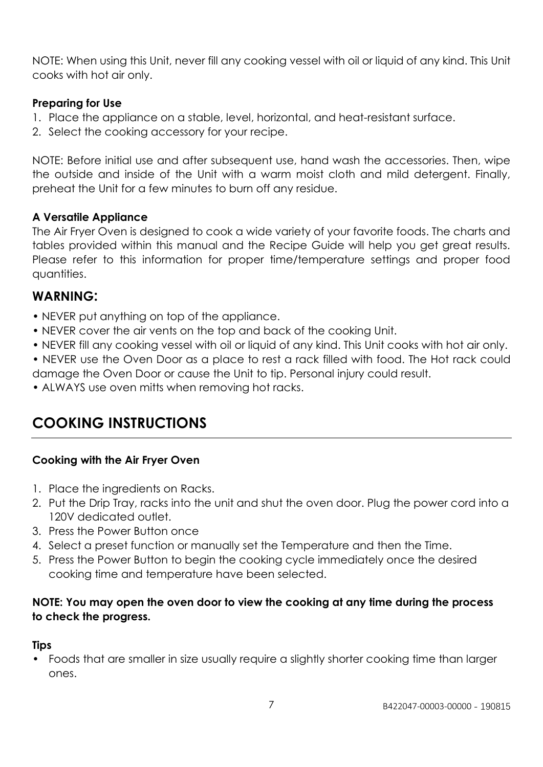NOTE: When using this Unit, never fill any cooking vessel with oil or liquid of any kind. This Unit cooks with hot air only.

**Preparing for Use**

1. Place the appliance on a stable, level, horizontal, and heat-resistant surface.
2. Select the cooking accessory for your recipe.

NOTE: Before initial use and after subsequent use, hand wash the accessories. Then, wipe the outside and inside of the Unit with a warm moist cloth and mild detergent. Finally, preheat the Unit for a few minutes to burn off any residue.

**A Versatile Appliance**

The Air Fryer Oven is designed to cook a wide variety of your favorite foods. The charts and tables provided within this manual and the Recipe Guide will help you get great results. Please refer to this information for proper time/temperature settings and proper food quantities.

## WARNING:

- NEVER put anything on top of the appliance.
- NEVER cover the air vents on the top and back of the cooking Unit.
- NEVER fill any cooking vessel with oil or liquid of any kind. This Unit cooks with hot air only.
- NEVER use the Oven Door as a place to rest a rack filled with food. The Hot rack could damage the Oven Door or cause the Unit to tip. Personal injury could result.
- ALWAYS use oven mitts when removing hot racks.

# COOKING INSTRUCTIONS

**Cooking with the Air Fryer Oven**

1. Place the ingredients on Racks.
2. Put the Drip Tray, racks into the unit and shut the oven door. Plug the power cord into a 120V dedicated outlet.
3. Press the Power Button once
4. Select a preset function or manually set the Temperature and then the Time.
5. Press the Power Button to begin the cooking cycle immediately once the desired cooking time and temperature have been selected.

**NOTE: You may open the oven door to view the cooking at any time during the process to check the progress.**

**Tips**

- Foods that are smaller in size usually require a slightly shorter cooking time than larger ones.

B422047-00003-00000 - 190815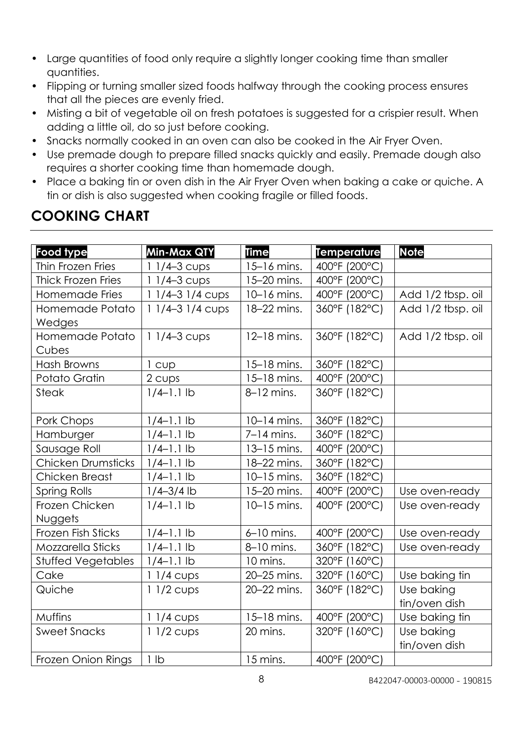- Large quantities of food only require a slightly longer cooking time than smaller quantities.
- Flipping or turning smaller sized foods halfway through the cooking process ensures that all the pieces are evenly fried.
- Misting a bit of vegetable oil on fresh potatoes is suggested for a crispier result. When adding a little oil, do so just before cooking.
- Snacks normally cooked in an oven can also be cooked in the Air Fryer Oven.
- Use premade dough to prepare filled snacks quickly and easily. Premade dough also requires a shorter cooking time than homemade dough.
- Place a baking tin or oven dish in the Air Fryer Oven when baking a cake or quiche. A tin or dish is also suggested when cooking fragile or filled foods.

## COOKING CHART

| Food type | Min-Max QTY | Time | Temperature | Note |
|---|---|---|---|---|
| Thin Frozen Fries | 1 1/4–3 cups | 15–16 mins. | 400°F (200°C) | |
| Thick Frozen Fries | 1 1/4–3 cups | 15–20 mins. | 400°F (200°C) | |
| Homemade Fries | 1 1/4–3 1/4 cups | 10–16 mins. | 400°F (200°C) | Add 1/2 tbsp. oil |
| Homemade Potato Wedges | 1 1/4–3 1/4 cups | 18–22 mins. | 360°F (182°C) | Add 1/2 tbsp. oil |
| Homemade Potato Cubes | 1 1/4–3 cups | 12–18 mins. | 360°F (182°C) | Add 1/2 tbsp. oil |
| Hash Browns | 1 cup | 15–18 mins. | 360°F (182°C) | |
| Potato Gratin | 2 cups | 15–18 mins. | 400°F (200°C) | |
| Steak | 1/4–1.1 lb | 8–12 mins. | 360°F (182°C) | |
| Pork Chops | 1/4–1.1 lb | 10–14 mins. | 360°F (182°C) | |
| Hamburger | 1/4–1.1 lb | 7–14 mins. | 360°F (182°C) | |
| Sausage Roll | 1/4–1.1 lb | 13–15 mins. | 400°F (200°C) | |
| Chicken Drumsticks | 1/4–1.1 lb | 18–22 mins. | 360°F (182°C) | |
| Chicken Breast | 1/4–1.1 lb | 10–15 mins. | 360°F (182°C) | |
| Spring Rolls | 1/4–3/4 lb | 15–20 mins. | 400°F (200°C) | Use oven-ready |
| Frozen Chicken Nuggets | 1/4–1.1 lb | 10–15 mins. | 400°F (200°C) | Use oven-ready |
| Frozen Fish Sticks | 1/4–1.1 lb | 6–10 mins. | 400°F (200°C) | Use oven-ready |
| Mozzarella Sticks | 1/4–1.1 lb | 8–10 mins. | 360°F (182°C) | Use oven-ready |
| Stuffed Vegetables | 1/4–1.1 lb | 10 mins. | 320°F (160°C) | |
| Cake | 1 1/4 cups | 20–25 mins. | 320°F (160°C) | Use baking tin |
| Quiche | 1 1/2 cups | 20–22 mins. | 360°F (182°C) | Use baking tin/oven dish |
| Muffins | 1 1/4 cups | 15–18 mins. | 400°F (200°C) | Use baking tin |
| Sweet Snacks | 1 1/2 cups | 20 mins. | 320°F (160°C) | Use baking tin/oven dish |
| Frozen Onion Rings | 1 lb | 15 mins. | 400°F (200°C) | |

B422047-00003-00000 - 190815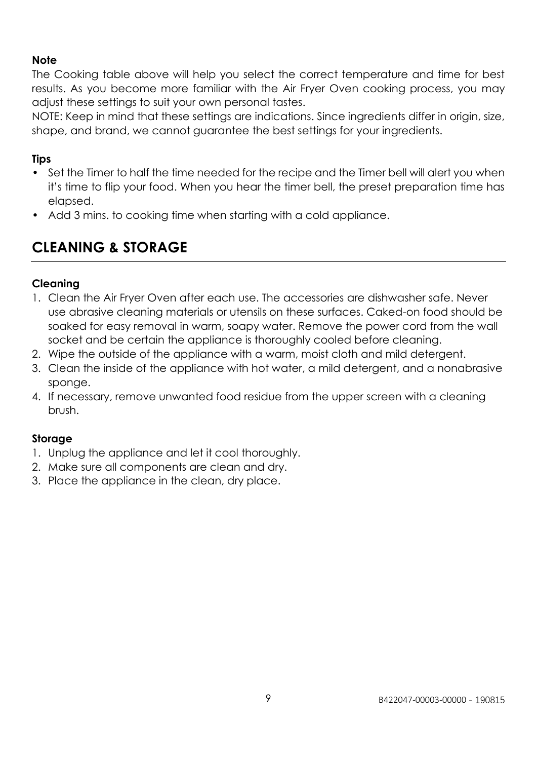**Note**

The Cooking table above will help you select the correct temperature and time for best results. As you become more familiar with the Air Fryer Oven cooking process, you may adjust these settings to suit your own personal tastes.

NOTE: Keep in mind that these settings are indications. Since ingredients differ in origin, size, shape, and brand, we cannot guarantee the best settings for your ingredients.

**Tips**

- Set the Timer to half the time needed for the recipe and the Timer bell will alert you when it's time to flip your food. When you hear the timer bell, the preset preparation time has elapsed.
- Add 3 mins. to cooking time when starting with a cold appliance.

## CLEANING & STORAGE

**Cleaning**

1. Clean the Air Fryer Oven after each use. The accessories are dishwasher safe. Never use abrasive cleaning materials or utensils on these surfaces. Caked-on food should be soaked for easy removal in warm, soapy water. Remove the power cord from the wall socket and be certain the appliance is thoroughly cooled before cleaning.
2. Wipe the outside of the appliance with a warm, moist cloth and mild detergent.
3. Clean the inside of the appliance with hot water, a mild detergent, and a nonabrasive sponge.
4. If necessary, remove unwanted food residue from the upper screen with a cleaning brush.

**Storage**

1. Unplug the appliance and let it cool thoroughly.
2. Make sure all components are clean and dry.
3. Place the appliance in the clean, dry place.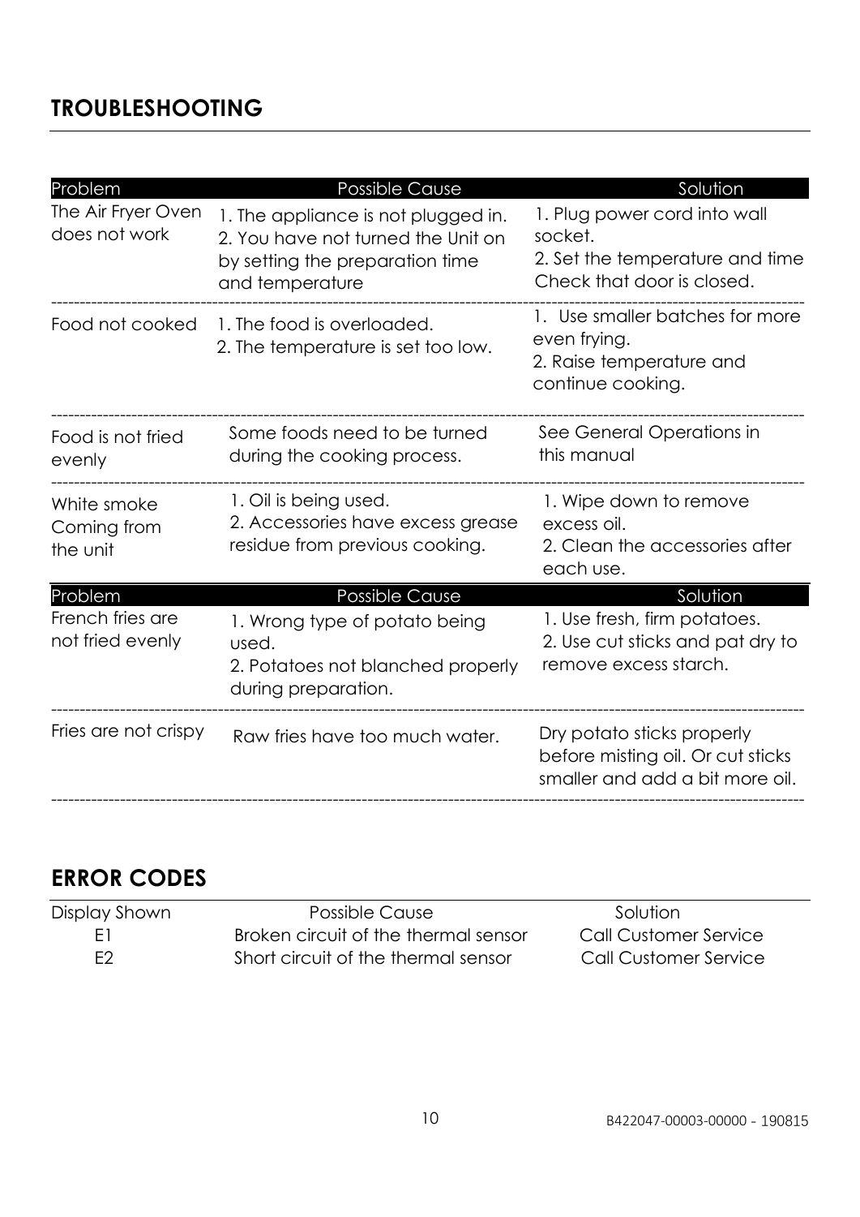## TROUBLESHOOTING

| Problem | Possible Cause | Solution |
| --- | --- | --- |
| The Air Fryer Oven does not work | 1. The appliance is not plugged in.<br>2. You have not turned the Unit on by setting the preparation time and temperature | 1. Plug power cord into wall socket.<br>2. Set the temperature and time Check that door is closed. |
| Food not cooked | 1. The food is overloaded.<br>2. The temperature is set too low. | 1. Use smaller batches for more even frying.<br>2. Raise temperature and continue cooking. |
| Food is not fried evenly | Some foods need to be turned during the cooking process. | See General Operations in this manual |
| White smoke Coming from the unit | 1. Oil is being used.<br>2. Accessories have excess grease residue from previous cooking. | 1. Wipe down to remove excess oil.<br>2. Clean the accessories after each use. |

| Problem | Possible Cause | Solution |
| --- | --- | --- |
| French fries are not fried evenly | 1. Wrong type of potato being used.<br>2. Potatoes not blanched properly during preparation. | 1. Use fresh, firm potatoes.<br>2. Use cut sticks and pat dry to remove excess starch. |
| Fries are not crispy | Raw fries have too much water. | Dry potato sticks properly before misting oil. Or cut sticks smaller and add a bit more oil. |

## ERROR CODES

| Display Shown | Possible Cause | Solution |
| --- | --- | --- |
| E1 | Broken circuit of the thermal sensor | Call Customer Service |
| E2 | Short circuit of the thermal sensor | Call Customer Service |

B422047-00003-00000 - 190815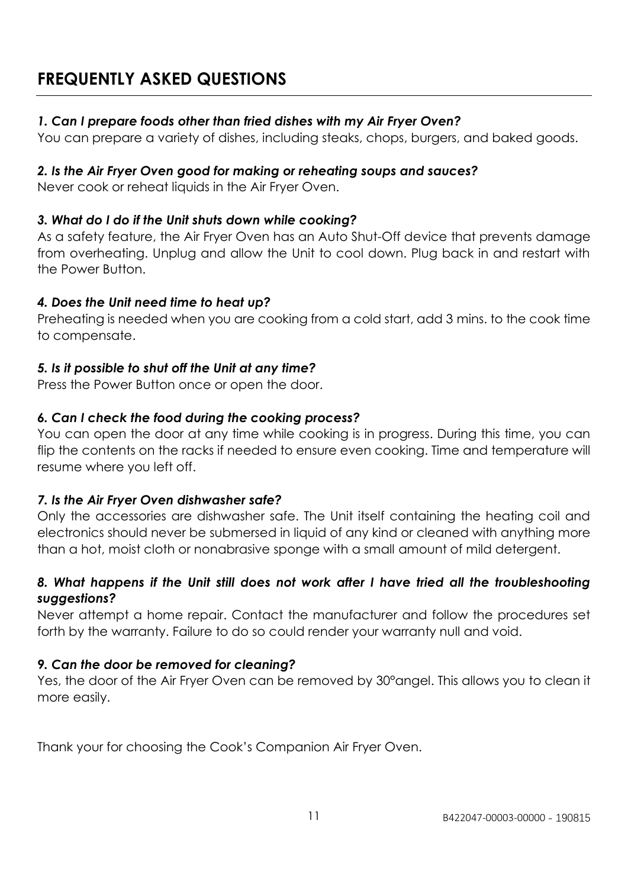## FREQUENTLY ASKED QUESTIONS

***1. Can I prepare foods other than fried dishes with my Air Fryer Oven?***
You can prepare a variety of dishes, including steaks, chops, burgers, and baked goods.

***2. Is the Air Fryer Oven good for making or reheating soups and sauces?***
Never cook or reheat liquids in the Air Fryer Oven.

***3. What do I do if the Unit shuts down while cooking?***
As a safety feature, the Air Fryer Oven has an Auto Shut-Off device that prevents damage from overheating. Unplug and allow the Unit to cool down. Plug back in and restart with the Power Button.

***4. Does the Unit need time to heat up?***
Preheating is needed when you are cooking from a cold start, add 3 mins. to the cook time to compensate.

***5. Is it possible to shut off the Unit at any time?***
Press the Power Button once or open the door.

***6. Can I check the food during the cooking process?***
You can open the door at any time while cooking is in progress. During this time, you can flip the contents on the racks if needed to ensure even cooking. Time and temperature will resume where you left off.

***7. Is the Air Fryer Oven dishwasher safe?***
Only the accessories are dishwasher safe. The Unit itself containing the heating coil and electronics should never be submersed in liquid of any kind or cleaned with anything more than a hot, moist cloth or nonabrasive sponge with a small amount of mild detergent.

***8. What happens if the Unit still does not work after I have tried all the troubleshooting suggestions?***
Never attempt a home repair. Contact the manufacturer and follow the procedures set forth by the warranty. Failure to do so could render your warranty null and void.

***9. Can the door be removed for cleaning?***
Yes, the door of the Air Fryer Oven can be removed by 30°angel. This allows you to clean it more easily.

Thank your for choosing the Cook's Companion Air Fryer Oven.

B422047-00003-00000 - 190815